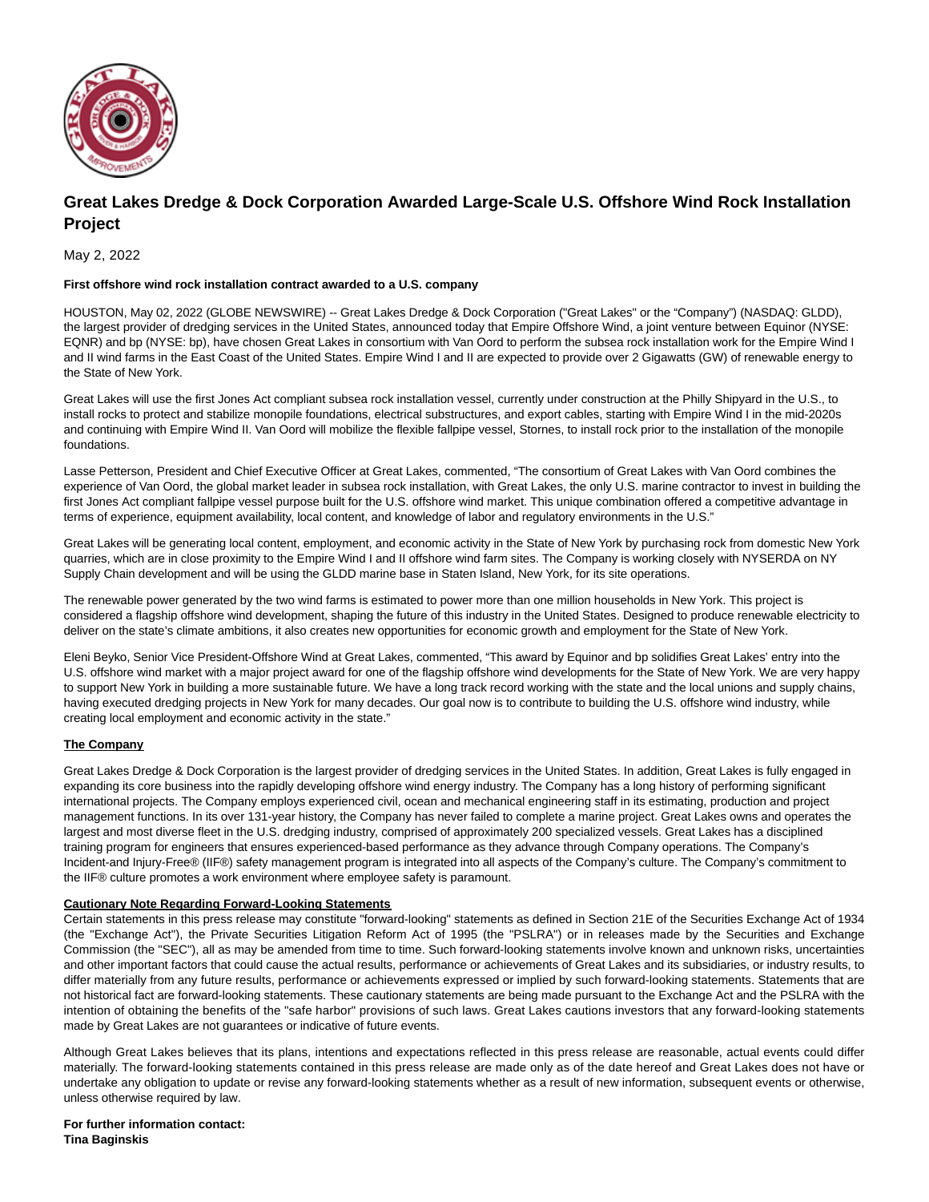# Great Lakes Dredge & Dock Corporation Awarded Large-Scale U.S. Offshore Wind Rock Installation Project

May 2, 2022

**First offshore wind rock installation contract awarded to a U.S. company**

HOUSTON, May 02, 2022 (GLOBE NEWSWIRE) -- Great Lakes Dredge & Dock Corporation ("Great Lakes" or the “Company”) (NASDAQ: GLDD), the largest provider of dredging services in the United States, announced today that Empire Offshore Wind, a joint venture between Equinor (NYSE: EQNR) and bp (NYSE: bp), have chosen Great Lakes in consortium with Van Oord to perform the subsea rock installation work for the Empire Wind I and II wind farms in the East Coast of the United States. Empire Wind I and II are expected to provide over 2 Gigawatts (GW) of renewable energy to the State of New York.

Great Lakes will use the first Jones Act compliant subsea rock installation vessel, currently under construction at the Philly Shipyard in the U.S., to install rocks to protect and stabilize monopile foundations, electrical substructures, and export cables, starting with Empire Wind I in the mid-2020s and continuing with Empire Wind II. Van Oord will mobilize the flexible fallpipe vessel, Stornes, to install rock prior to the installation of the monopile foundations.

Lasse Petterson, President and Chief Executive Officer at Great Lakes, commented, “The consortium of Great Lakes with Van Oord combines the experience of Van Oord, the global market leader in subsea rock installation, with Great Lakes, the only U.S. marine contractor to invest in building the first Jones Act compliant fallpipe vessel purpose built for the U.S. offshore wind market. This unique combination offered a competitive advantage in terms of experience, equipment availability, local content, and knowledge of labor and regulatory environments in the U.S.”

Great Lakes will be generating local content, employment, and economic activity in the State of New York by purchasing rock from domestic New York quarries, which are in close proximity to the Empire Wind I and II offshore wind farm sites. The Company is working closely with NYSERDA on NY Supply Chain development and will be using the GLDD marine base in Staten Island, New York, for its site operations.

The renewable power generated by the two wind farms is estimated to power more than one million households in New York. This project is considered a flagship offshore wind development, shaping the future of this industry in the United States. Designed to produce renewable electricity to deliver on the state’s climate ambitions, it also creates new opportunities for economic growth and employment for the State of New York.

Eleni Beyko, Senior Vice President-Offshore Wind at Great Lakes, commented, “This award by Equinor and bp solidifies Great Lakes’ entry into the U.S. offshore wind market with a major project award for one of the flagship offshore wind developments for the State of New York. We are very happy to support New York in building a more sustainable future. We have a long track record working with the state and the local unions and supply chains, having executed dredging projects in New York for many decades. Our goal now is to contribute to building the U.S. offshore wind industry, while creating local employment and economic activity in the state.”

**The Company**

Great Lakes Dredge & Dock Corporation is the largest provider of dredging services in the United States. In addition, Great Lakes is fully engaged in expanding its core business into the rapidly developing offshore wind energy industry. The Company has a long history of performing significant international projects. The Company employs experienced civil, ocean and mechanical engineering staff in its estimating, production and project management functions. In its over 131-year history, the Company has never failed to complete a marine project. Great Lakes owns and operates the largest and most diverse fleet in the U.S. dredging industry, comprised of approximately 200 specialized vessels. Great Lakes has a disciplined training program for engineers that ensures experienced-based performance as they advance through Company operations. The Company’s Incident-and Injury-Free® (IIF®) safety management program is integrated into all aspects of the Company’s culture. The Company’s commitment to the IIF® culture promotes a work environment where employee safety is paramount.

**Cautionary Note Regarding Forward-Looking Statements**

Certain statements in this press release may constitute "forward-looking" statements as defined in Section 21E of the Securities Exchange Act of 1934 (the "Exchange Act"), the Private Securities Litigation Reform Act of 1995 (the "PSLRA") or in releases made by the Securities and Exchange Commission (the "SEC"), all as may be amended from time to time. Such forward-looking statements involve known and unknown risks, uncertainties and other important factors that could cause the actual results, performance or achievements of Great Lakes and its subsidiaries, or industry results, to differ materially from any future results, performance or achievements expressed or implied by such forward-looking statements. Statements that are not historical fact are forward-looking statements. These cautionary statements are being made pursuant to the Exchange Act and the PSLRA with the intention of obtaining the benefits of the "safe harbor" provisions of such laws. Great Lakes cautions investors that any forward-looking statements made by Great Lakes are not guarantees or indicative of future events.

Although Great Lakes believes that its plans, intentions and expectations reflected in this press release are reasonable, actual events could differ materially. The forward-looking statements contained in this press release are made only as of the date hereof and Great Lakes does not have or undertake any obligation to update or revise any forward-looking statements whether as a result of new information, subsequent events or otherwise, unless otherwise required by law.

**For further information contact:**
**Tina Baginskis**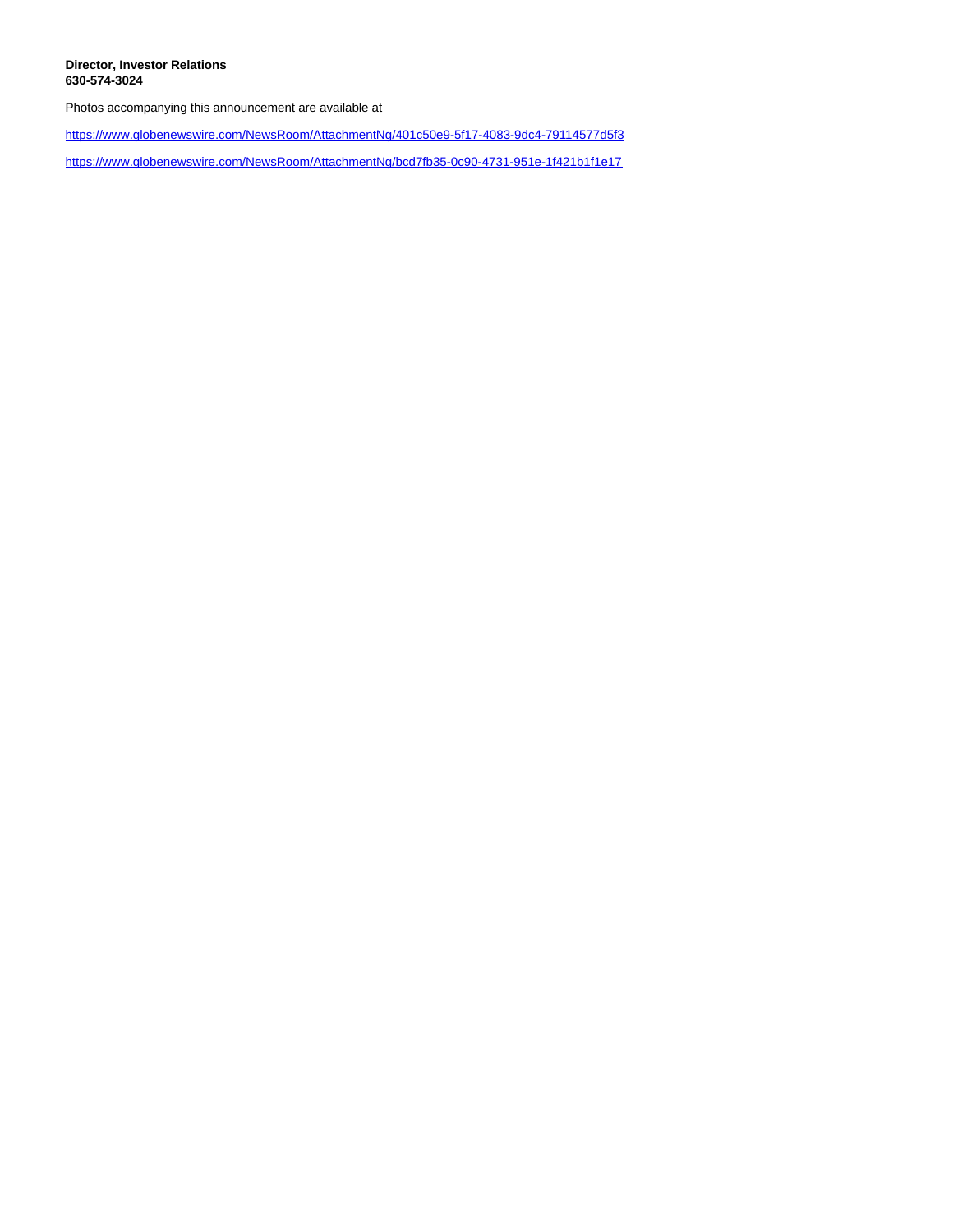**Director, Investor Relations**
**630-574-3024**

Photos accompanying this announcement are available at

https://www.globenewswire.com/NewsRoom/AttachmentNg/401c50e9-5f17-4083-9dc4-79114577d5f3

https://www.globenewswire.com/NewsRoom/AttachmentNg/bcd7fb35-0c90-4731-951e-1f421b1f1e17